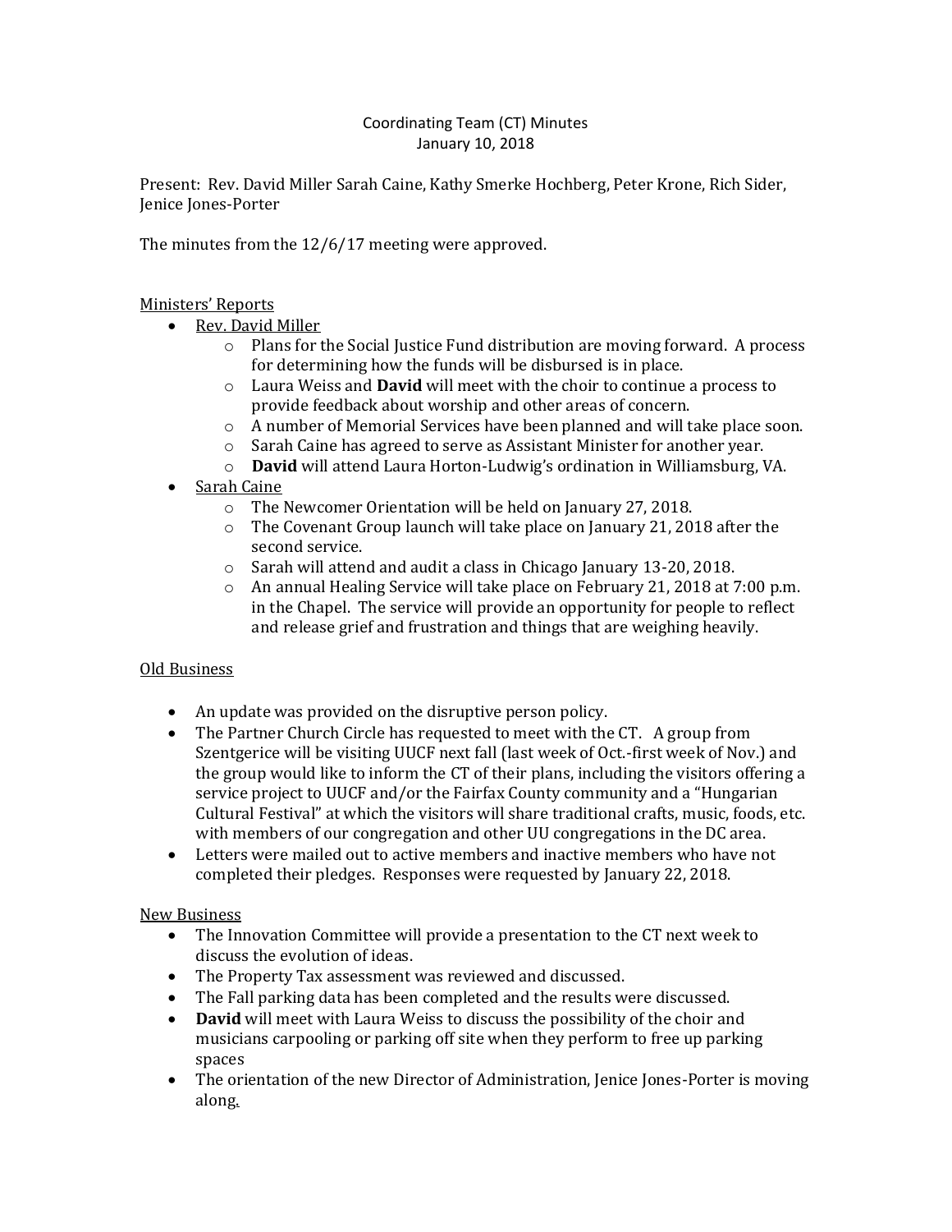Coordinating Team (CT) Minutes
January 10, 2018

Present: Rev. David Miller Sarah Caine, Kathy Smerke Hochberg, Peter Krone, Rich Sider, Jenice Jones-Porter

The minutes from the 12/6/17 meeting were approved.

Ministers' Reports

- Rev. David Miller
  - Plans for the Social Justice Fund distribution are moving forward. A process for determining how the funds will be disbursed is in place.
  - Laura Weiss and **David** will meet with the choir to continue a process to provide feedback about worship and other areas of concern.
  - A number of Memorial Services have been planned and will take place soon.
  - Sarah Caine has agreed to serve as Assistant Minister for another year.
  - **David** will attend Laura Horton-Ludwig's ordination in Williamsburg, VA.
- Sarah Caine
  - The Newcomer Orientation will be held on January 27, 2018.
  - The Covenant Group launch will take place on January 21, 2018 after the second service.
  - Sarah will attend and audit a class in Chicago January 13-20, 2018.
  - An annual Healing Service will take place on February 21, 2018 at 7:00 p.m. in the Chapel. The service will provide an opportunity for people to reflect and release grief and frustration and things that are weighing heavily.

Old Business

- An update was provided on the disruptive person policy.
- The Partner Church Circle has requested to meet with the CT. A group from Szentgerice will be visiting UUCF next fall (last week of Oct.-first week of Nov.) and the group would like to inform the CT of their plans, including the visitors offering a service project to UUCF and/or the Fairfax County community and a "Hungarian Cultural Festival" at which the visitors will share traditional crafts, music, foods, etc. with members of our congregation and other UU congregations in the DC area.
- Letters were mailed out to active members and inactive members who have not completed their pledges. Responses were requested by January 22, 2018.

New Business

- The Innovation Committee will provide a presentation to the CT next week to discuss the evolution of ideas.
- The Property Tax assessment was reviewed and discussed.
- The Fall parking data has been completed and the results were discussed.
- **David** will meet with Laura Weiss to discuss the possibility of the choir and musicians carpooling or parking off site when they perform to free up parking spaces
- The orientation of the new Director of Administration, Jenice Jones-Porter is moving along.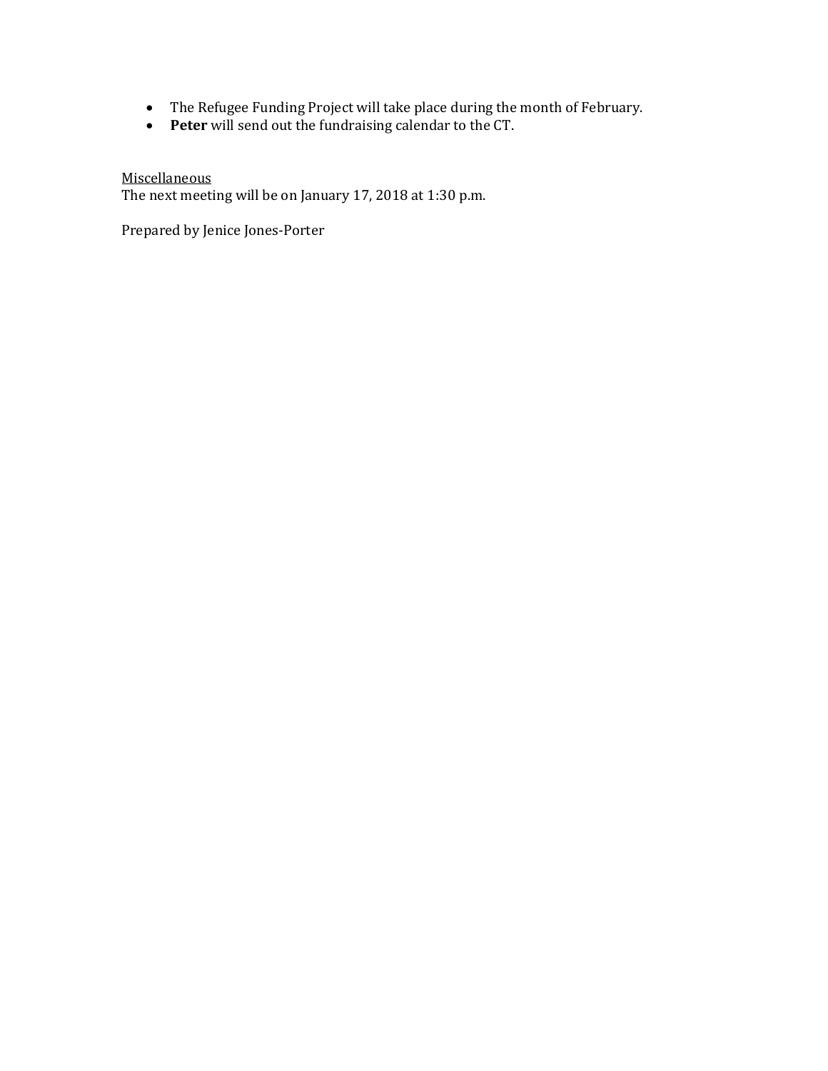- The Refugee Funding Project will take place during the month of February.
- **Peter** will send out the fundraising calendar to the CT.

Miscellaneous

The next meeting will be on January 17, 2018 at 1:30 p.m.

Prepared by Jenice Jones-Porter